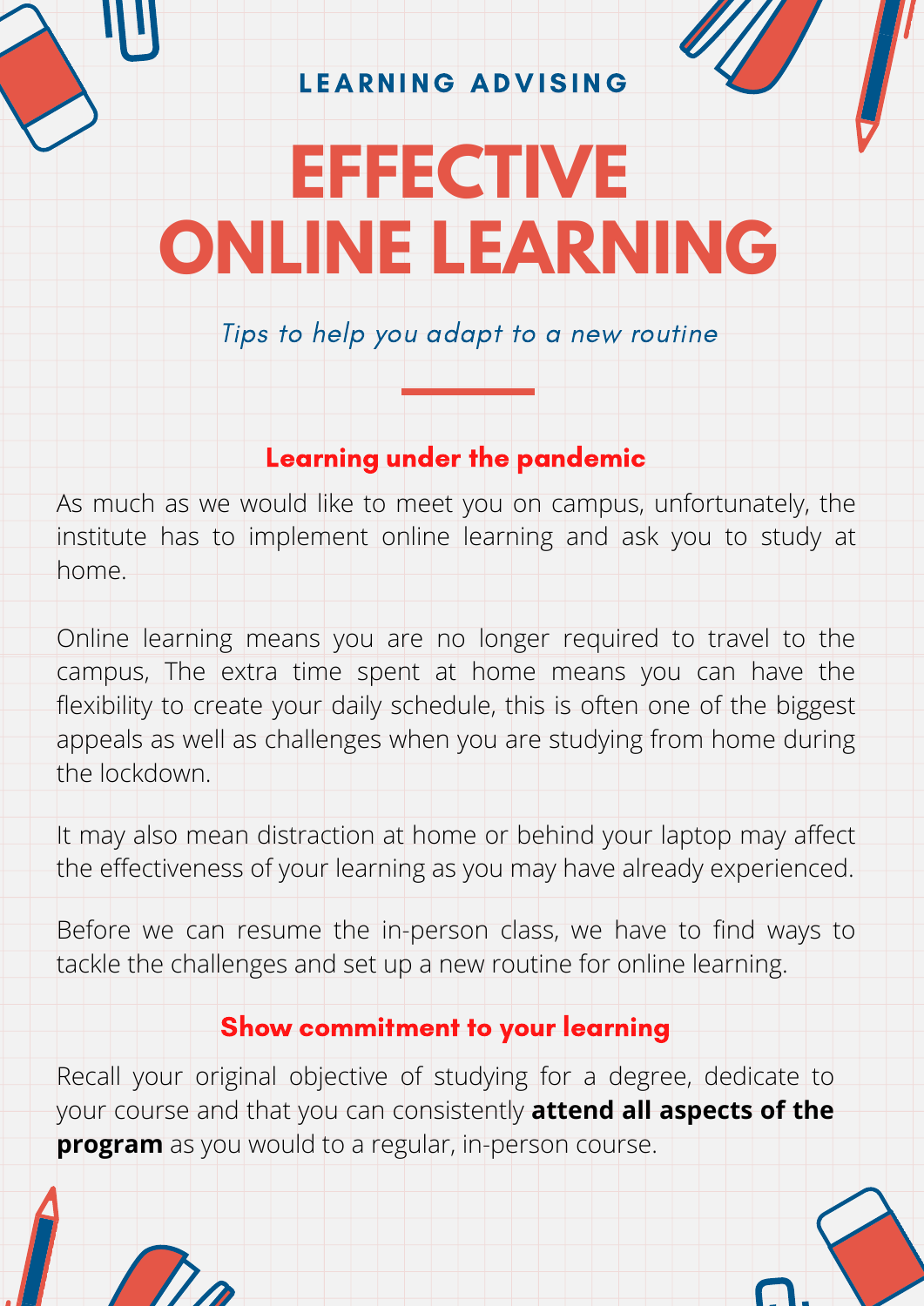LEARNING ADVISING

# EFFECTIVE ONLINE LEARNING

*Tips to help you adapt to a new routine*

## Learning under the pandemic

As much as we would like to meet you on campus, unfortunately, the institute has to implement online learning and ask you to study at home.

Online learning means you are no longer required to travel to the campus, The extra time spent at home means you can have the flexibility to create your daily schedule, this is often one of the biggest appeals as well as challenges when you are studying from home during the lockdown.

It may also mean distraction at home or behind your laptop may affect the effectiveness of your learning as you may have already experienced.

Before we can resume the in-person class, we have to find ways to tackle the challenges and set up a new routine for online learning.

## Show commitment to your learning

Recall your original objective of studying for a degree, dedicate to your course and that you can consistently **attend all aspects of the program** as you would to a regular, in-person course.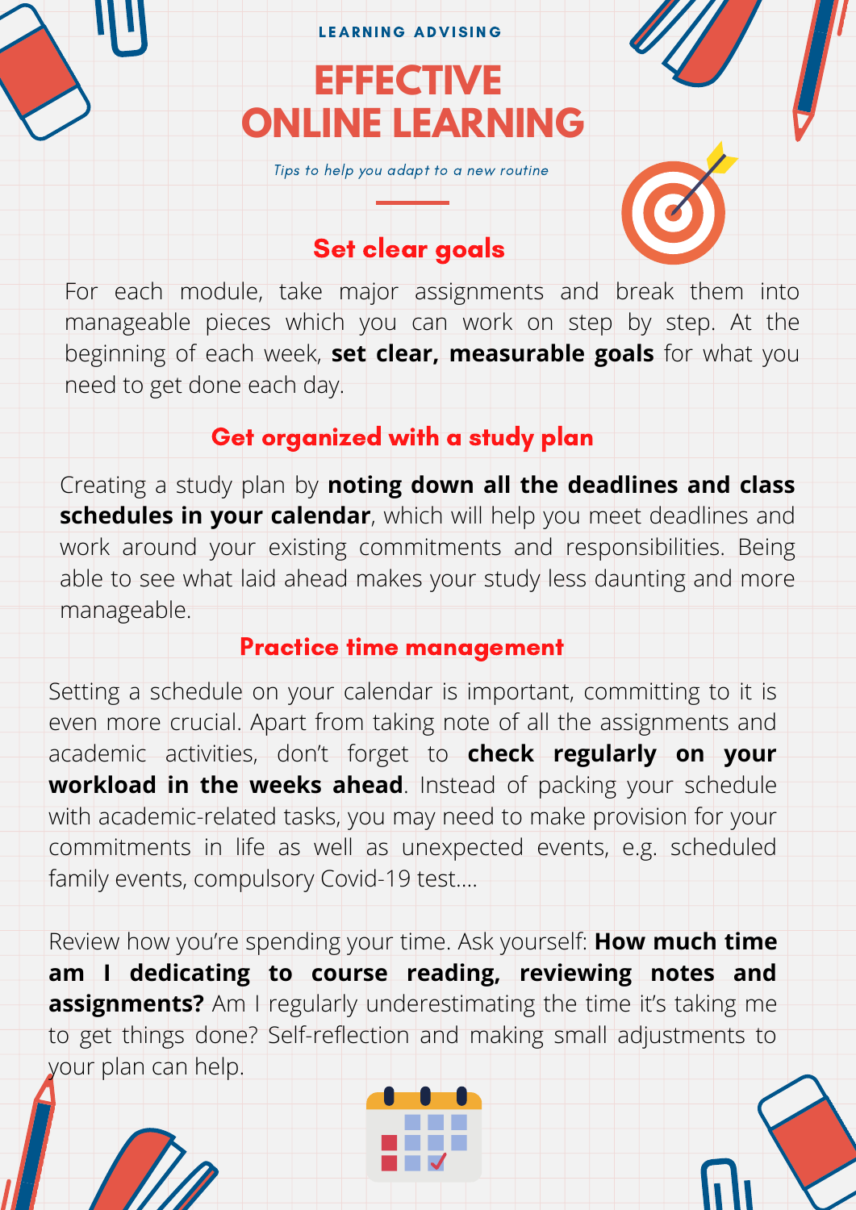LEARNING ADVISING

# EFFECTIVE ONLINE LEARNING

*Tips to help you adapt to a new routine*

## Set clear goals

For each module, take major assignments and break them into manageable pieces which you can work on step by step. At the beginning of each week, **set clear, measurable goals** for what you need to get done each day.

## Get organized with a study plan

Creating a study plan by **noting down all the deadlines and class schedules in your calendar**, which will help you meet deadlines and work around your existing commitments and responsibilities. Being able to see what laid ahead makes your study less daunting and more manageable.

## Practice time management

Setting a schedule on your calendar is important, committing to it is even more crucial. Apart from taking note of all the assignments and academic activities, don't forget to **check regularly on your workload in the weeks ahead**. Instead of packing your schedule with academic-related tasks, you may need to make provision for your commitments in life as well as unexpected events, e.g. scheduled family events, compulsory Covid-19 test....

Review how you're spending your time. Ask yourself: **How much time am I dedicating to course reading, reviewing notes and assignments?** Am I regularly underestimating the time it's taking me to get things done? Self-reflection and making small adjustments to your plan can help.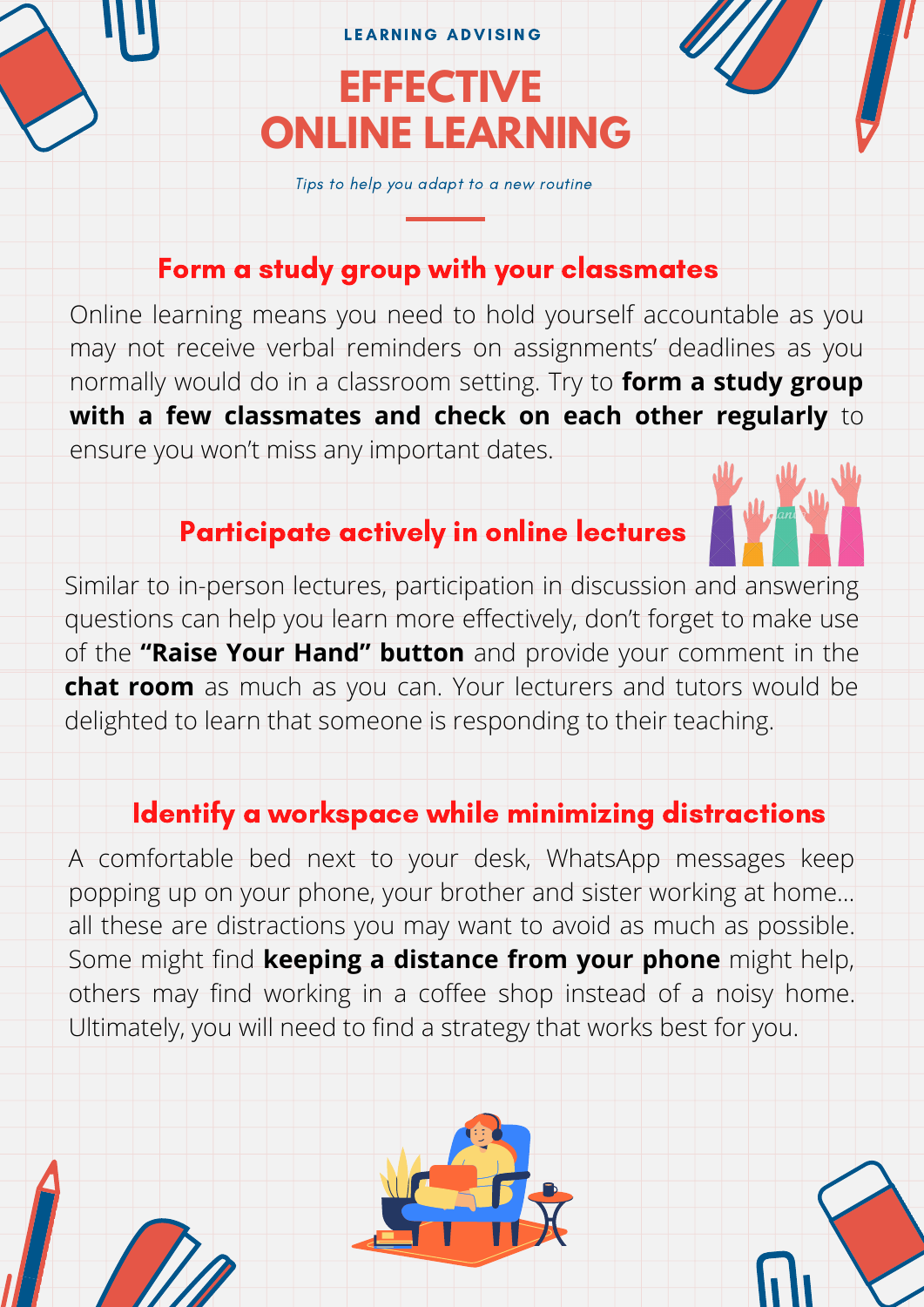LEARNING ADVISING

# EFFECTIVE ONLINE LEARNING

*Tips to help you adapt to a new routine*

## Form a study group with your classmates

Online learning means you need to hold yourself accountable as you may not receive verbal reminders on assignments' deadlines as you normally would do in a classroom setting. Try to **form a study group with a few classmates and check on each other regularly** to ensure you won't miss any important dates.

## Participate actively in online lectures

Similar to in-person lectures, participation in discussion and answering questions can help you learn more effectively, don't forget to make use of the **"Raise Your Hand" button** and provide your comment in the **chat room** as much as you can. Your lecturers and tutors would be delighted to learn that someone is responding to their teaching.

## Identify a workspace while minimizing distractions

A comfortable bed next to your desk, WhatsApp messages keep popping up on your phone, your brother and sister working at home... all these are distractions you may want to avoid as much as possible. Some might find **keeping a distance from your phone** might help, others may find working in a coffee shop instead of a noisy home. Ultimately, you will need to find a strategy that works best for you.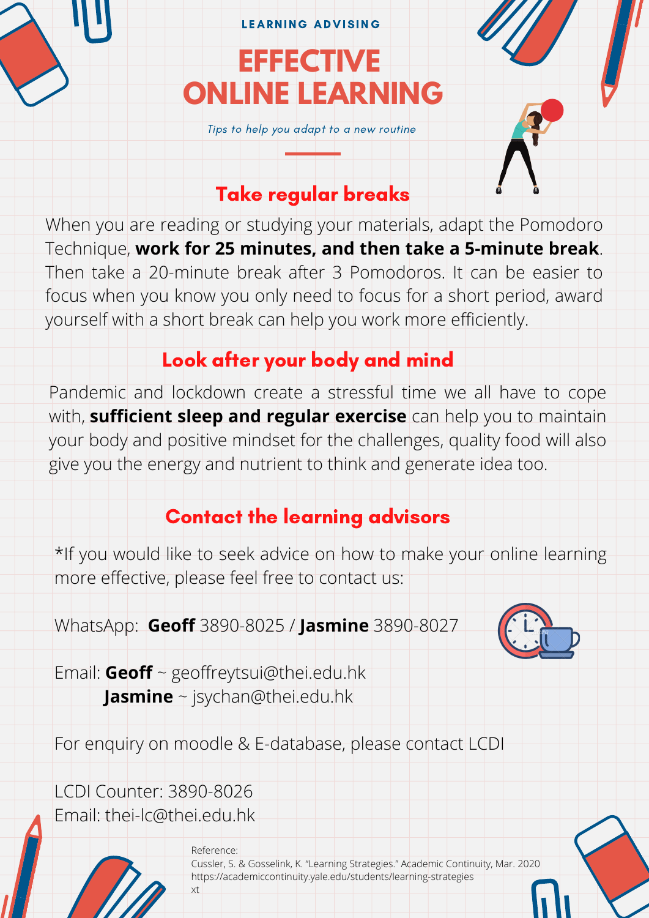LEARNING ADVISING

# EFFECTIVE ONLINE LEARNING

*Tips to help you adapt to a new routine*

## Take regular breaks

When you are reading or studying your materials, adapt the Pomodoro Technique, **work for 25 minutes, and then take a 5-minute break**. Then take a 20-minute break after 3 Pomodoros. It can be easier to focus when you know you only need to focus for a short period, award yourself with a short break can help you work more efficiently.

## Look after your body and mind

Pandemic and lockdown create a stressful time we all have to cope with, **sufficient sleep and regular exercise** can help you to maintain your body and positive mindset for the challenges, quality food will also give you the energy and nutrient to think and generate idea too.

## Contact the learning advisors

*If you would like to seek advice on how to make your online learning more effective, please feel free to contact us:

WhatsApp: **Geoff** 3890-8025 / **Jasmine** 3890-8027

Email: **Geoff** ~ geoffreytsui@thei.edu.hk
**Jasmine** ~ jsychan@thei.edu.hk

For enquiry on moodle & E-database, please contact LCDI

LCDI Counter: 3890-8026
Email: thei-lc@thei.edu.hk

Reference:
Cussler, S. & Gosselink, K. "Learning Strategies." Academic Continuity, Mar. 2020 https://academiccontinuity.yale.edu/students/learning-strategies
xt